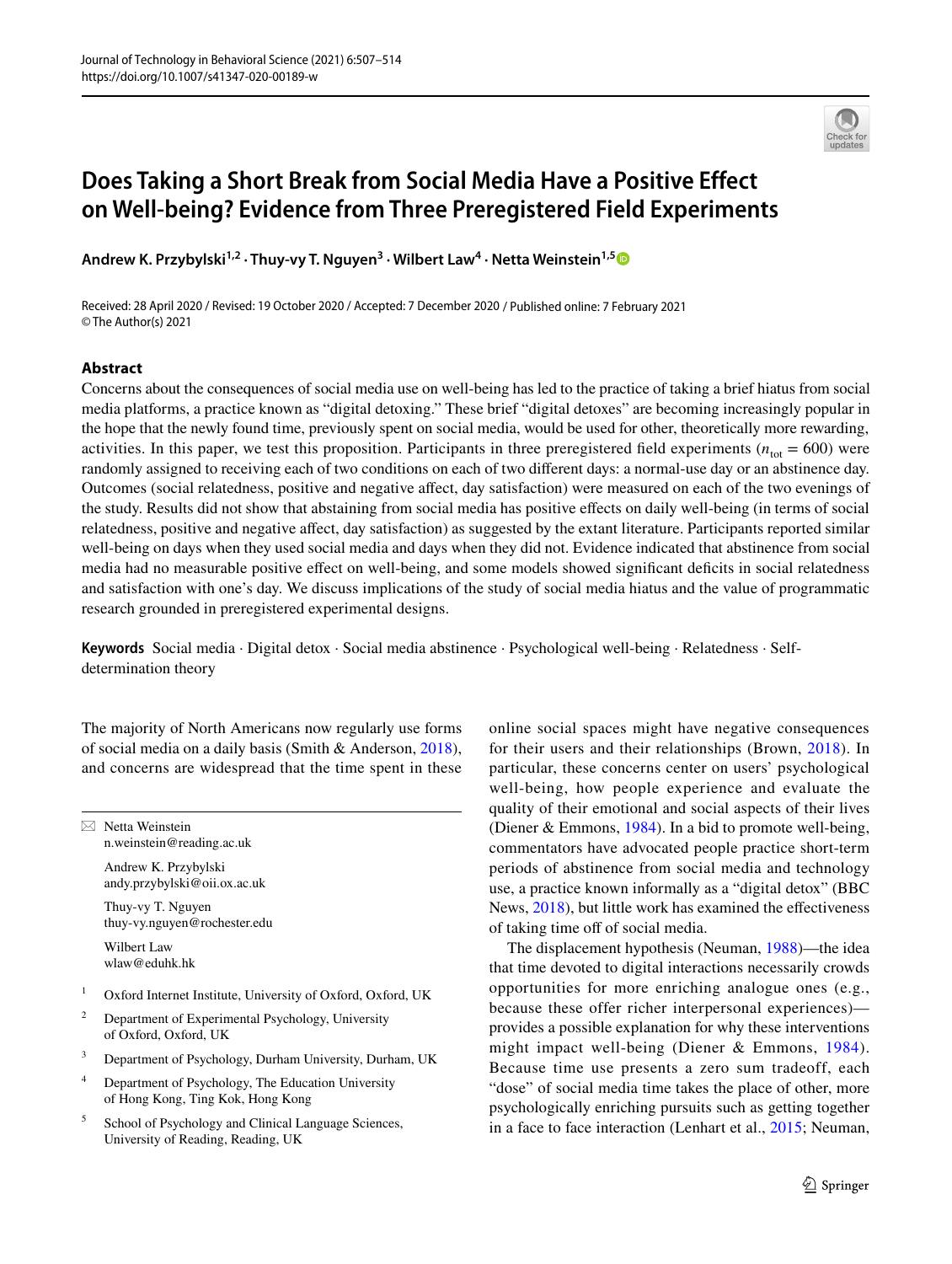# Does Taking a Short Break from Social Media Have a Positive Effect on Well-being? Evidence from Three Preregistered Field Experiments

**Andrew K. Przybylski**[1,2] **· Thuy-vy T. Nguyen**[3] **· Wilbert Law**[4] **· Netta Weinstein**[1,5]

Received: 28 April 2020 / Revised: 19 October 2020 / Accepted: 7 December 2020 / Published online: 7 February 2021
© The Author(s) 2021

## Abstract

Concerns about the consequences of social media use on well-being has led to the practice of taking a brief hiatus from social media platforms, a practice known as "digital detoxing." These brief "digital detoxes" are becoming increasingly popular in the hope that the newly found time, previously spent on social media, would be used for other, theoretically more rewarding, activities. In this paper, we test this proposition. Participants in three preregistered field experiments ($n_{tot}$ = 600) were randomly assigned to receiving each of two conditions on each of two different days: a normal-use day or an abstinence day. Outcomes (social relatedness, positive and negative affect, day satisfaction) were measured on each of the two evenings of the study. Results did not show that abstaining from social media has positive effects on daily well-being (in terms of social relatedness, positive and negative affect, day satisfaction) as suggested by the extant literature. Participants reported similar well-being on days when they used social media and days when they did not. Evidence indicated that abstinence from social media had no measurable positive effect on well-being, and some models showed significant deficits in social relatedness and satisfaction with one's day. We discuss implications of the study of social media hiatus and the value of programmatic research grounded in preregistered experimental designs.

**Keywords** Social media · Digital detox · Social media abstinence · Psychological well-being · Relatedness · Self-determination theory

The majority of North Americans now regularly use forms of social media on a daily basis (Smith & Anderson, 2018), and concerns are widespread that the time spent in these online social spaces might have negative consequences for their users and their relationships (Brown, 2018). In particular, these concerns center on users' psychological well-being, how people experience and evaluate the quality of their emotional and social aspects of their lives (Diener & Emmons, 1984). In a bid to promote well-being, commentators have advocated people practice short-term periods of abstinence from social media and technology use, a practice known informally as a "digital detox" (BBC News, 2018), but little work has examined the effectiveness of taking time off of social media.

The displacement hypothesis (Neuman, 1988)—the idea that time devoted to digital interactions necessarily crowds opportunities for more enriching analogue ones (e.g., because these offer richer interpersonal experiences)—provides a possible explanation for why these interventions might impact well-being (Diener & Emmons, 1984). Because time use presents a zero sum tradeoff, each "dose" of social media time takes the place of other, more psychologically enriching pursuits such as getting together in a face to face interaction (Lenhart et al., 2015; Neuman,

---

✉ Netta Weinstein
n.weinstein@reading.ac.uk

Andrew K. Przybylski
andy.przybylski@oii.ox.ac.uk

Thuy-vy T. Nguyen
thuy-vy.nguyen@rochester.edu

Wilbert Law
wlaw@eduhk.hk

1. Oxford Internet Institute, University of Oxford, Oxford, UK
2. Department of Experimental Psychology, University of Oxford, Oxford, UK
3. Department of Psychology, Durham University, Durham, UK
4. Department of Psychology, The Education University of Hong Kong, Ting Kok, Hong Kong
5. School of Psychology and Clinical Language Sciences, University of Reading, Reading, UK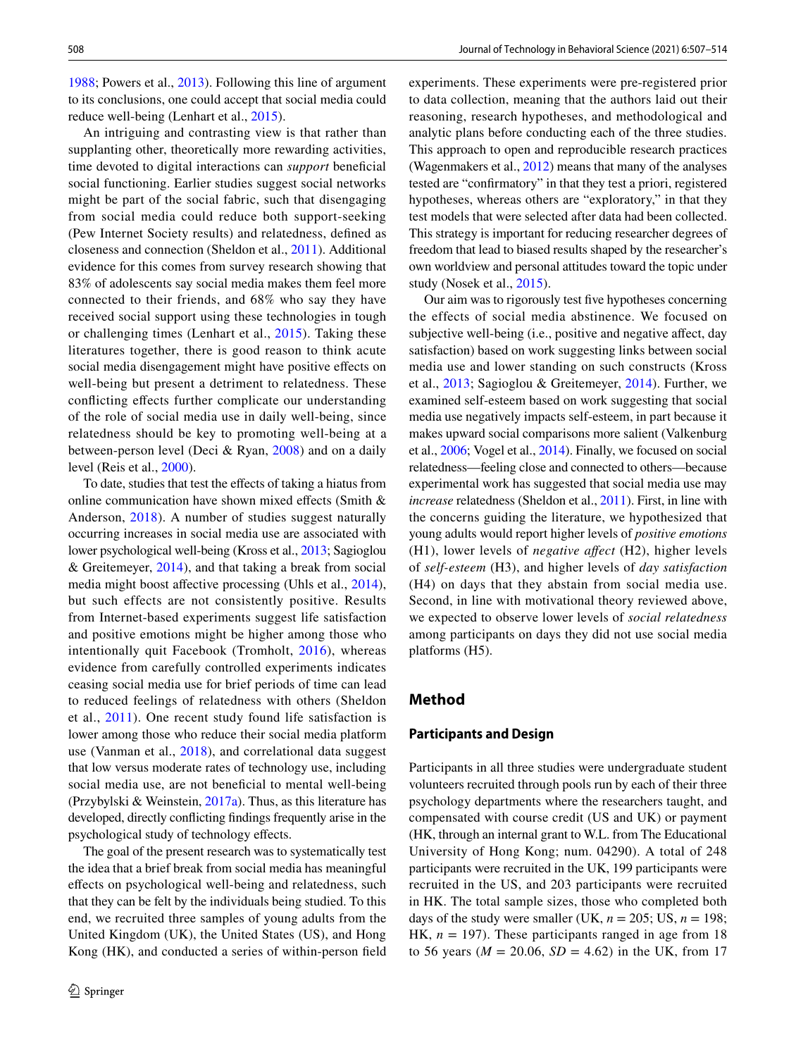1988; Powers et al., 2013). Following this line of argument to its conclusions, one could accept that social media could reduce well-being (Lenhart et al., 2015).

An intriguing and contrasting view is that rather than supplanting other, theoretically more rewarding activities, time devoted to digital interactions can *support* beneficial social functioning. Earlier studies suggest social networks might be part of the social fabric, such that disengaging from social media could reduce both support-seeking (Pew Internet Society results) and relatedness, defined as closeness and connection (Sheldon et al., 2011). Additional evidence for this comes from survey research showing that 83% of adolescents say social media makes them feel more connected to their friends, and 68% who say they have received social support using these technologies in tough or challenging times (Lenhart et al., 2015). Taking these literatures together, there is good reason to think acute social media disengagement might have positive effects on well-being but present a detriment to relatedness. These conflicting effects further complicate our understanding of the role of social media use in daily well-being, since relatedness should be key to promoting well-being at a between-person level (Deci & Ryan, 2008) and on a daily level (Reis et al., 2000).

To date, studies that test the effects of taking a hiatus from online communication have shown mixed effects (Smith & Anderson, 2018). A number of studies suggest naturally occurring increases in social media use are associated with lower psychological well-being (Kross et al., 2013; Sagioglou & Greitemeyer, 2014), and that taking a break from social media might boost affective processing (Uhls et al., 2014), but such effects are not consistently positive. Results from Internet-based experiments suggest life satisfaction and positive emotions might be higher among those who intentionally quit Facebook (Tromholt, 2016), whereas evidence from carefully controlled experiments indicates ceasing social media use for brief periods of time can lead to reduced feelings of relatedness with others (Sheldon et al., 2011). One recent study found life satisfaction is lower among those who reduce their social media platform use (Vanman et al., 2018), and correlational data suggest that low versus moderate rates of technology use, including social media use, are not beneficial to mental well-being (Przybylski & Weinstein, 2017a). Thus, as this literature has developed, directly conflicting findings frequently arise in the psychological study of technology effects.

The goal of the present research was to systematically test the idea that a brief break from social media has meaningful effects on psychological well-being and relatedness, such that they can be felt by the individuals being studied. To this end, we recruited three samples of young adults from the United Kingdom (UK), the United States (US), and Hong Kong (HK), and conducted a series of within-person field experiments. These experiments were pre-registered prior to data collection, meaning that the authors laid out their reasoning, research hypotheses, and methodological and analytic plans before conducting each of the three studies. This approach to open and reproducible research practices (Wagenmakers et al., 2012) means that many of the analyses tested are "confirmatory" in that they test a priori, registered hypotheses, whereas others are "exploratory," in that they test models that were selected after data had been collected. This strategy is important for reducing researcher degrees of freedom that lead to biased results shaped by the researcher's own worldview and personal attitudes toward the topic under study (Nosek et al., 2015).

Our aim was to rigorously test five hypotheses concerning the effects of social media abstinence. We focused on subjective well-being (i.e., positive and negative affect, day satisfaction) based on work suggesting links between social media use and lower standing on such constructs (Kross et al., 2013; Sagioglou & Greitemeyer, 2014). Further, we examined self-esteem based on work suggesting that social media use negatively impacts self-esteem, in part because it makes upward social comparisons more salient (Valkenburg et al., 2006; Vogel et al., 2014). Finally, we focused on social relatedness—feeling close and connected to others—because experimental work has suggested that social media use may *increase* relatedness (Sheldon et al., 2011). First, in line with the concerns guiding the literature, we hypothesized that young adults would report higher levels of *positive emotions* (H1), lower levels of *negative affect* (H2), higher levels of *self-esteem* (H3), and higher levels of *day satisfaction* (H4) on days that they abstain from social media use. Second, in line with motivational theory reviewed above, we expected to observe lower levels of *social relatedness* among participants on days they did not use social media platforms (H5).

## Method

### Participants and Design

Participants in all three studies were undergraduate student volunteers recruited through pools run by each of their three psychology departments where the researchers taught, and compensated with course credit (US and UK) or payment (HK, through an internal grant to W.L. from The Educational University of Hong Kong; num. 04290). A total of 248 participants were recruited in the UK, 199 participants were recruited in the US, and 203 participants were recruited in HK. The total sample sizes, those who completed both days of the study were smaller (UK, $n = 205$; US, $n = 198$; HK, $n = 197$). These participants ranged in age from 18 to 56 years ($M = 20.06$, $SD = 4.62$) in the UK, from 17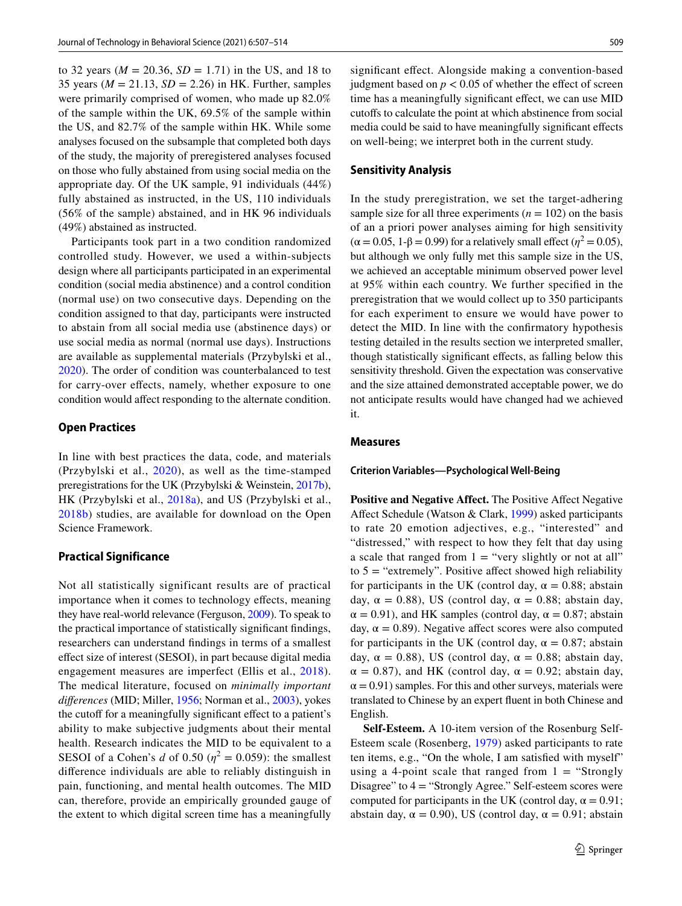to 32 years ($M = 20.36$, $SD = 1.71$) in the US, and 18 to 35 years ($M = 21.13$, $SD = 2.26$) in HK. Further, samples were primarily comprised of women, who made up 82.0% of the sample within the UK, 69.5% of the sample within the US, and 82.7% of the sample within HK. While some analyses focused on the subsample that completed both days of the study, the majority of preregistered analyses focused on those who fully abstained from using social media on the appropriate day. Of the UK sample, 91 individuals (44%) fully abstained as instructed, in the US, 110 individuals (56% of the sample) abstained, and in HK 96 individuals (49%) abstained as instructed.

Participants took part in a two condition randomized controlled study. However, we used a within-subjects design where all participants participated in an experimental condition (social media abstinence) and a control condition (normal use) on two consecutive days. Depending on the condition assigned to that day, participants were instructed to abstain from all social media use (abstinence days) or use social media as normal (normal use days). Instructions are available as supplemental materials (Przybylski et al., 2020). The order of condition was counterbalanced to test for carry-over effects, namely, whether exposure to one condition would affect responding to the alternate condition.

## Open Practices

In line with best practices the data, code, and materials (Przybylski et al., 2020), as well as the time-stamped preregistrations for the UK (Przybylski & Weinstein, 2017b), HK (Przybylski et al., 2018a), and US (Przybylski et al., 2018b) studies, are available for download on the Open Science Framework.

## Practical Significance

Not all statistically significant results are of practical importance when it comes to technology effects, meaning they have real-world relevance (Ferguson, 2009). To speak to the practical importance of statistically significant findings, researchers can understand findings in terms of a smallest effect size of interest (SESOI), in part because digital media engagement measures are imperfect (Ellis et al., 2018). The medical literature, focused on *minimally important differences* (MID; Miller, 1956; Norman et al., 2003), yokes the cutoff for a meaningfully significant effect to a patient's ability to make subjective judgments about their mental health. Research indicates the MID to be equivalent to a SESOI of a Cohen's $d$ of 0.50 ($\eta^2 = 0.059$): the smallest difference individuals are able to reliably distinguish in pain, functioning, and mental health outcomes. The MID can, therefore, provide an empirically grounded gauge of the extent to which digital screen time has a meaningfully significant effect. Alongside making a convention-based judgment based on $p < 0.05$ of whether the effect of screen time has a meaningfully significant effect, we can use MID cutoffs to calculate the point at which abstinence from social media could be said to have meaningfully significant effects on well-being; we interpret both in the current study.

## Sensitivity Analysis

In the study preregistration, we set the target-adhering sample size for all three experiments ($n = 102$) on the basis of an a priori power analyses aiming for high sensitivity ($\alpha = 0.05$, $1\text{-}\beta = 0.99$) for a relatively small effect ($\eta^2 = 0.05$), but although we only fully met this sample size in the US, we achieved an acceptable minimum observed power level at 95% within each country. We further specified in the preregistration that we would collect up to 350 participants for each experiment to ensure we would have power to detect the MID. In line with the confirmatory hypothesis testing detailed in the results section we interpreted smaller, though statistically significant effects, as falling below this sensitivity threshold. Given the expectation was conservative and the size attained demonstrated acceptable power, we do not anticipate results would have changed had we achieved it.

## Measures

### Criterion Variables—Psychological Well-Being

**Positive and Negative Affect.** The Positive Affect Negative Affect Schedule (Watson & Clark, 1999) asked participants to rate 20 emotion adjectives, e.g., "interested" and "distressed," with respect to how they felt that day using a scale that ranged from 1 = "very slightly or not at all" to 5 = "extremely". Positive affect showed high reliability for participants in the UK (control day, $\alpha = 0.88$; abstain day, $\alpha = 0.88$), US (control day, $\alpha = 0.88$; abstain day, $\alpha = 0.91$), and HK samples (control day, $\alpha = 0.87$; abstain day, $\alpha = 0.89$). Negative affect scores were also computed for participants in the UK (control day, $\alpha = 0.87$; abstain day, $\alpha = 0.88$), US (control day, $\alpha = 0.88$; abstain day, $\alpha = 0.87$), and HK (control day, $\alpha = 0.92$; abstain day, $\alpha = 0.91$) samples. For this and other surveys, materials were translated to Chinese by an expert fluent in both Chinese and English.

**Self-Esteem.** A 10-item version of the Rosenburg Self-Esteem scale (Rosenberg, 1979) asked participants to rate ten items, e.g., "On the whole, I am satisfied with myself" using a 4-point scale that ranged from 1 = "Strongly Disagree" to 4 = "Strongly Agree." Self-esteem scores were computed for participants in the UK (control day, $\alpha = 0.91$; abstain day, $\alpha = 0.90$), US (control day, $\alpha = 0.91$; abstain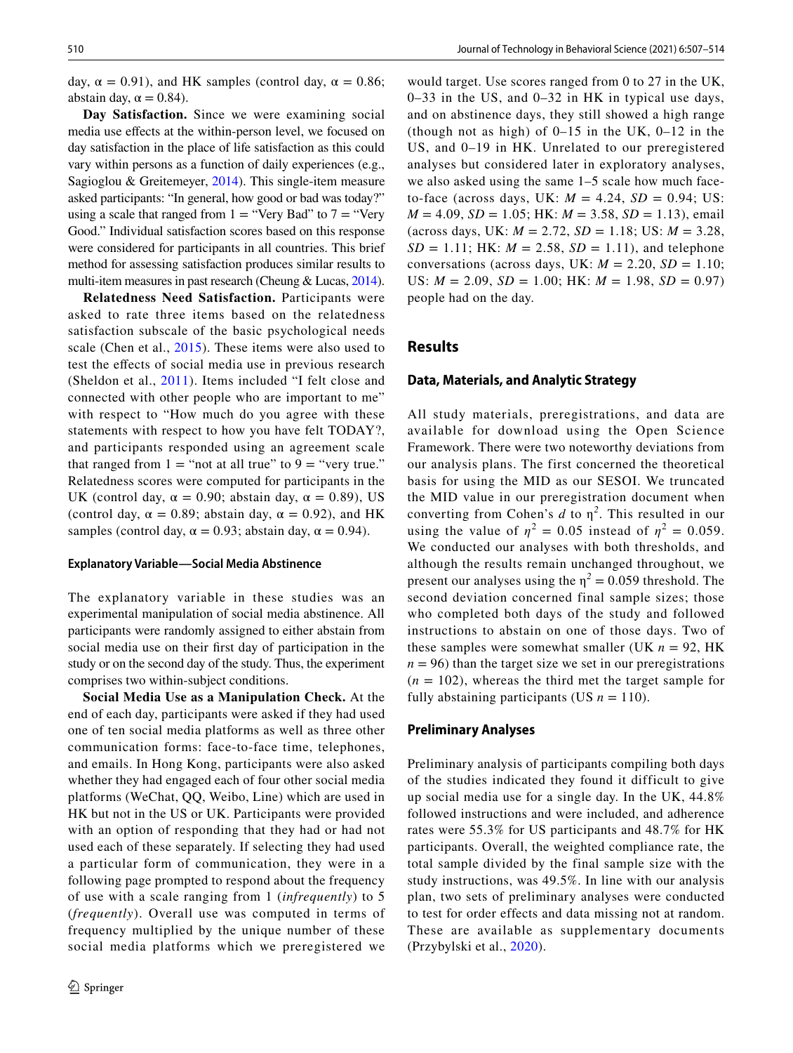day, $\alpha = 0.91$), and HK samples (control day, $\alpha = 0.86$; abstain day, $\alpha = 0.84$).

**Day Satisfaction.** Since we were examining social media use effects at the within-person level, we focused on day satisfaction in the place of life satisfaction as this could vary within persons as a function of daily experiences (e.g., Sagioglou & Greitemeyer, 2014). This single-item measure asked participants: "In general, how good or bad was today?" using a scale that ranged from 1 = "Very Bad" to 7 = "Very Good." Individual satisfaction scores based on this response were considered for participants in all countries. This brief method for assessing satisfaction produces similar results to multi-item measures in past research (Cheung & Lucas, 2014).

**Relatedness Need Satisfaction.** Participants were asked to rate three items based on the relatedness satisfaction subscale of the basic psychological needs scale (Chen et al., 2015). These items were also used to test the effects of social media use in previous research (Sheldon et al., 2011). Items included "I felt close and connected with other people who are important to me" with respect to "How much do you agree with these statements with respect to how you have felt TODAY?, and participants responded using an agreement scale that ranged from 1 = "not at all true" to 9 = "very true." Relatedness scores were computed for participants in the UK (control day, $\alpha = 0.90$; abstain day, $\alpha = 0.89$), US (control day, $\alpha = 0.89$; abstain day, $\alpha = 0.92$), and HK samples (control day, $\alpha = 0.93$; abstain day, $\alpha = 0.94$).

#### Explanatory Variable—Social Media Abstinence

The explanatory variable in these studies was an experimental manipulation of social media abstinence. All participants were randomly assigned to either abstain from social media use on their first day of participation in the study or on the second day of the study. Thus, the experiment comprises two within-subject conditions.

**Social Media Use as a Manipulation Check.** At the end of each day, participants were asked if they had used one of ten social media platforms as well as three other communication forms: face-to-face time, telephones, and emails. In Hong Kong, participants were also asked whether they had engaged each of four other social media platforms (WeChat, QQ, Weibo, Line) which are used in HK but not in the US or UK. Participants were provided with an option of responding that they had or had not used each of these separately. If selecting they had used a particular form of communication, they were in a following page prompted to respond about the frequency of use with a scale ranging from 1 (*infrequently*) to 5 (*frequently*). Overall use was computed in terms of frequency multiplied by the unique number of these social media platforms which we preregistered we would target. Use scores ranged from 0 to 27 in the UK, 0–33 in the US, and 0–32 in HK in typical use days, and on abstinence days, they still showed a high range (though not as high) of 0–15 in the UK, 0–12 in the US, and 0–19 in HK. Unrelated to our preregistered analyses but considered later in exploratory analyses, we also asked using the same 1–5 scale how much face-to-face (across days, UK: $M = 4.24$, $SD = 0.94$; US: $M = 4.09$, $SD = 1.05$; HK: $M = 3.58$, $SD = 1.13$), email (across days, UK: $M = 2.72$, $SD = 1.18$; US: $M = 3.28$, $SD = 1.11$; HK: $M = 2.58$, $SD = 1.11$), and telephone conversations (across days, UK: $M = 2.20$, $SD = 1.10$; US: $M = 2.09$, $SD = 1.00$; HK: $M = 1.98$, $SD = 0.97$) people had on the day.

## Results

### Data, Materials, and Analytic Strategy

All study materials, preregistrations, and data are available for download using the Open Science Framework. There were two noteworthy deviations from our analysis plans. The first concerned the theoretical basis for using the MID as our SESOI. We truncated the MID value in our preregistration document when converting from Cohen's $d$ to $\eta^2$. This resulted in our using the value of $\eta^2 = 0.05$ instead of $\eta^2 = 0.059$. We conducted our analyses with both thresholds, and although the results remain unchanged throughout, we present our analyses using the $\eta^2 = 0.059$ threshold. The second deviation concerned final sample sizes; those who completed both days of the study and followed instructions to abstain on one of those days. Two of these samples were somewhat smaller (UK $n = 92$, HK $n = 96$) than the target size we set in our preregistrations ($n = 102$), whereas the third met the target sample for fully abstaining participants (US $n = 110$).

### Preliminary Analyses

Preliminary analysis of participants compiling both days of the studies indicated they found it difficult to give up social media use for a single day. In the UK, 44.8% followed instructions and were included, and adherence rates were 55.3% for US participants and 48.7% for HK participants. Overall, the weighted compliance rate, the total sample divided by the final sample size with the study instructions, was 49.5%. In line with our analysis plan, two sets of preliminary analyses were conducted to test for order effects and data missing not at random. These are available as supplementary documents (Przybylski et al., 2020).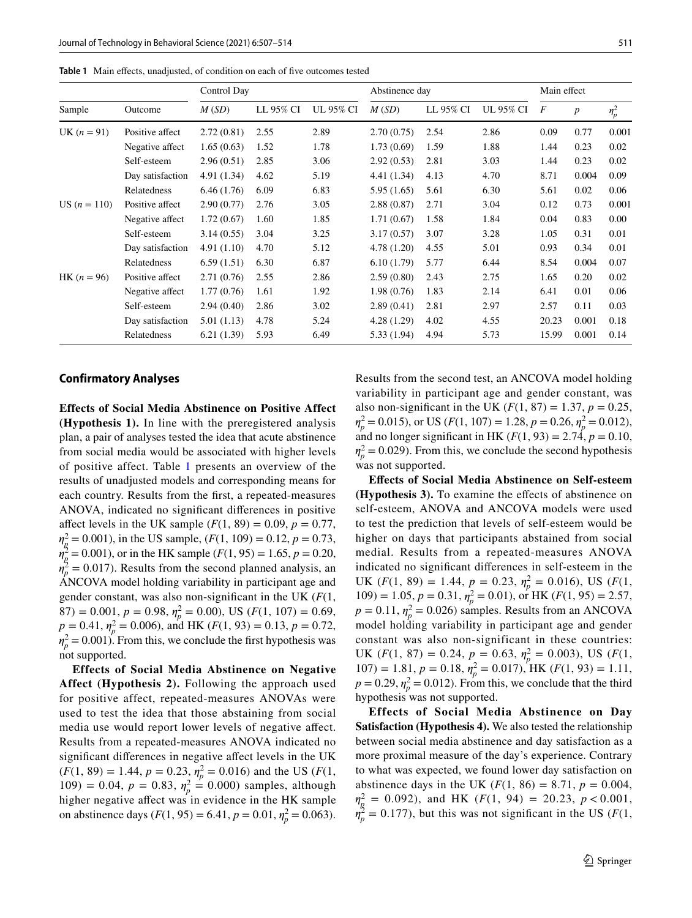**Table 1** Main effects, unadjusted, of condition on each of five outcomes tested

| Sample | Outcome | Control Day | | | Abstinence day | | | Main effect | | |
|---|---|---|---|---|---|---|---|---|---|---|
| | | *M* (*SD*) | LL 95% CI | UL 95% CI | *M* (*SD*) | LL 95% CI | UL 95% CI | *F* | *p* | $\eta_p^2$ |
| UK ($n = 91$) | Positive affect | 2.72 (0.81) | 2.55 | 2.89 | 2.70 (0.75) | 2.54 | 2.86 | 0.09 | 0.77 | 0.001 |
| | Negative affect | 1.65 (0.63) | 1.52 | 1.78 | 1.73 (0.69) | 1.59 | 1.88 | 1.44 | 0.23 | 0.02 |
| | Self-esteem | 2.96 (0.51) | 2.85 | 3.06 | 2.92 (0.53) | 2.81 | 3.03 | 1.44 | 0.23 | 0.02 |
| | Day satisfaction | 4.91 (1.34) | 4.62 | 5.19 | 4.41 (1.34) | 4.13 | 4.70 | 8.71 | 0.004 | 0.09 |
| | Relatedness | 6.46 (1.76) | 6.09 | 6.83 | 5.95 (1.65) | 5.61 | 6.30 | 5.61 | 0.02 | 0.06 |
| US ($n = 110$) | Positive affect | 2.90 (0.77) | 2.76 | 3.05 | 2.88 (0.87) | 2.71 | 3.04 | 0.12 | 0.73 | 0.001 |
| | Negative affect | 1.72 (0.67) | 1.60 | 1.85 | 1.71 (0.67) | 1.58 | 1.84 | 0.04 | 0.83 | 0.00 |
| | Self-esteem | 3.14 (0.55) | 3.04 | 3.25 | 3.17 (0.57) | 3.07 | 3.28 | 1.05 | 0.31 | 0.01 |
| | Day satisfaction | 4.91 (1.10) | 4.70 | 5.12 | 4.78 (1.20) | 4.55 | 5.01 | 0.93 | 0.34 | 0.01 |
| | Relatedness | 6.59 (1.51) | 6.30 | 6.87 | 6.10 (1.79) | 5.77 | 6.44 | 8.54 | 0.004 | 0.07 |
| HK ($n = 96$) | Positive affect | 2.71 (0.76) | 2.55 | 2.86 | 2.59 (0.80) | 2.43 | 2.75 | 1.65 | 0.20 | 0.02 |
| | Negative affect | 1.77 (0.76) | 1.61 | 1.92 | 1.98 (0.76) | 1.83 | 2.14 | 6.41 | 0.01 | 0.06 |
| | Self-esteem | 2.94 (0.40) | 2.86 | 3.02 | 2.89 (0.41) | 2.81 | 2.97 | 2.57 | 0.11 | 0.03 |
| | Day satisfaction | 5.01 (1.13) | 4.78 | 5.24 | 4.28 (1.29) | 4.02 | 4.55 | 20.23 | 0.001 | 0.18 |
| | Relatedness | 6.21 (1.39) | 5.93 | 6.49 | 5.33 (1.94) | 4.94 | 5.73 | 15.99 | 0.001 | 0.14 |

## Confirmatory Analyses

**Effects of Social Media Abstinence on Positive Affect (Hypothesis 1).** In line with the preregistered analysis plan, a pair of analyses tested the idea that acute abstinence from social media would be associated with higher levels of positive affect. Table 1 presents an overview of the results of unadjusted models and corresponding means for each country. Results from the first, a repeated-measures ANOVA, indicated no significant differences in positive affect levels in the UK sample ($F(1, 89) = 0.09$, $p = 0.77$, $\eta_p^2 = 0.001$), in the US sample, ($F(1, 109) = 0.12$, $p = 0.73$, $\eta_p^2 = 0.001$), or in the HK sample ($F(1, 95) = 1.65$, $p = 0.20$, $\eta_p^2 = 0.017$). Results from the second planned analysis, an ANCOVA model holding variability in participant age and gender constant, was also non-significant in the UK ($F(1, 87) = 0.001$, $p = 0.98$, $\eta_p^2 = 0.00$), US ($F(1, 107) = 0.69$, $p = 0.41$, $\eta_p^2 = 0.006$), and HK ($F(1, 93) = 0.13$, $p = 0.72$, $\eta_p^2 = 0.001$). From this, we conclude the first hypothesis was not supported.

**Effects of Social Media Abstinence on Negative Affect (Hypothesis 2).** Following the approach used for positive affect, repeated-measures ANOVAs were used to test the idea that those abstaining from social media use would report lower levels of negative affect. Results from a repeated-measures ANOVA indicated no significant differences in negative affect levels in the UK ($F(1, 89) = 1.44$, $p = 0.23$, $\eta_p^2 = 0.016$) and the US ($F(1, 109) = 0.04$, $p = 0.83$, $\eta_p^2 = 0.000$) samples, although higher negative affect was in evidence in the HK sample on abstinence days ($F(1, 95) = 6.41$, $p = 0.01$, $\eta_p^2 = 0.063$). Results from the second test, an ANCOVA model holding variability in participant age and gender constant, was also non-significant in the UK ($F(1, 87) = 1.37$, $p = 0.25$, $\eta_p^2 = 0.015$), or US ($F(1, 107) = 1.28$, $p = 0.26$, $\eta_p^2 = 0.012$), and no longer significant in HK ($F(1, 93) = 2.74$, $p = 0.10$, $\eta_p^2 = 0.029$). From this, we conclude the second hypothesis was not supported.

**Effects of Social Media Abstinence on Self-esteem (Hypothesis 3).** To examine the effects of abstinence on self-esteem, ANOVA and ANCOVA models were used to test the prediction that levels of self-esteem would be higher on days that participants abstained from social medial. Results from a repeated-measures ANOVA indicated no significant differences in self-esteem in the UK ($F(1, 89) = 1.44$, $p = 0.23$, $\eta_p^2 = 0.016$), US ($F(1, 109) = 1.05$, $p = 0.31$, $\eta_p^2 = 0.01$), or HK ($F(1, 95) = 2.57$, $p = 0.11$, $\eta_p^2 = 0.026$) samples. Results from an ANCOVA model holding variability in participant age and gender constant was also non-significant in these countries: UK ($F(1, 87) = 0.24$, $p = 0.63$, $\eta_p^2 = 0.003$), US ($F(1, 107) = 1.81$, $p = 0.18$, $\eta_p^2 = 0.017$), HK ($F(1, 93) = 1.11$, $p = 0.29$, $\eta_p^2 = 0.012$). From this, we conclude that the third hypothesis was not supported.

**Effects of Social Media Abstinence on Day Satisfaction (Hypothesis 4).** We also tested the relationship between social media abstinence and day satisfaction as a more proximal measure of the day's experience. Contrary to what was expected, we found lower day satisfaction on abstinence days in the UK ($F(1, 86) = 8.71$, $p = 0.004$, $\eta_p^2 = 0.092$), and HK ($F(1, 94) = 20.23$, $p < 0.001$, $\eta_p^2 = 0.177$), but this was not significant in the US ($F(1,$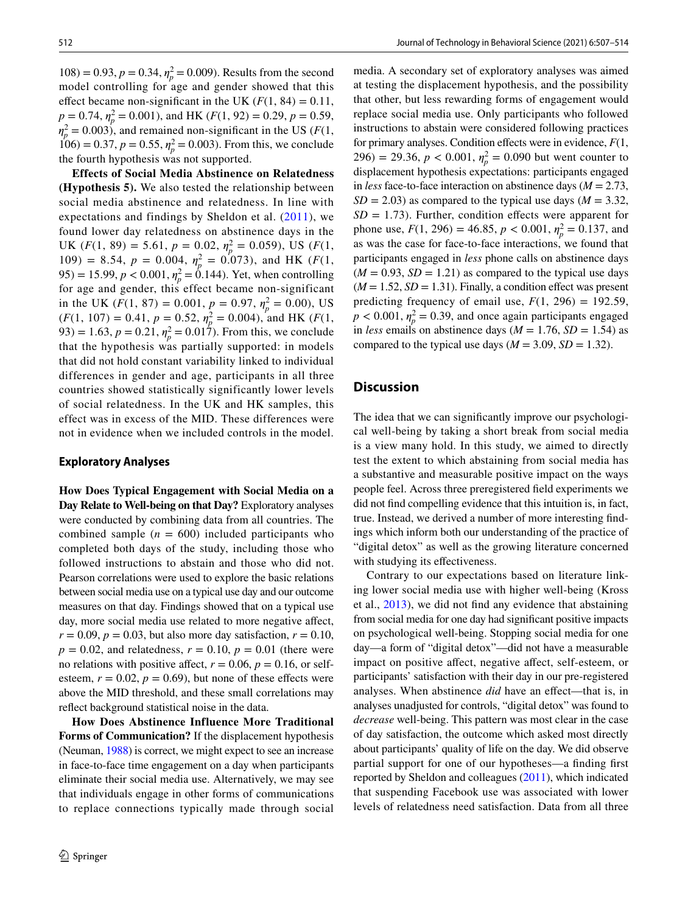108) = 0.93, $p = 0.34$, $\eta_p^2 = 0.009$). Results from the second model controlling for age and gender showed that this effect became non-significant in the UK ($F(1, 84) = 0.11$, $p = 0.74$, $\eta_p^2 = 0.001$), and HK ($F(1, 92) = 0.29$, $p = 0.59$, $\eta_p^2 = 0.003$), and remained non-significant in the US ($F(1, 106) = 0.37$, $p = 0.55$, $\eta_p^2 = 0.003$). From this, we conclude the fourth hypothesis was not supported.

**Effects of Social Media Abstinence on Relatedness (Hypothesis 5).** We also tested the relationship between social media abstinence and relatedness. In line with expectations and findings by Sheldon et al. (2011), we found lower day relatedness on abstinence days in the UK ($F(1, 89) = 5.61$, $p = 0.02$, $\eta_p^2 = 0.059$), US ($F(1, 109) = 8.54$, $p = 0.004$, $\eta_p^2 = 0.073$), and HK ($F(1, 95) = 15.99$, $p < 0.001$, $\eta_p^2 = 0.144$). Yet, when controlling for age and gender, this effect became non-significant in the UK ($F(1, 87) = 0.001$, $p = 0.97$, $\eta_p^2 = 0.00$), US ($F(1, 107) = 0.41$, $p = 0.52$, $\eta_p^2 = 0.004$), and HK ($F(1, 93) = 1.63$, $p = 0.21$, $\eta_p^2 = 0.017$). From this, we conclude that the hypothesis was partially supported: in models that did not hold constant variability linked to individual differences in gender and age, participants in all three countries showed statistically significantly lower levels of social relatedness. In the UK and HK samples, this effect was in excess of the MID. These differences were not in evidence when we included controls in the model.

### Exploratory Analyses

**How Does Typical Engagement with Social Media on a Day Relate to Well-being on that Day?** Exploratory analyses were conducted by combining data from all countries. The combined sample ($n$ = 600) included participants who completed both days of the study, including those who followed instructions to abstain and those who did not. Pearson correlations were used to explore the basic relations between social media use on a typical use day and our outcome measures on that day. Findings showed that on a typical use day, more social media use related to more negative affect, $r = 0.09$, $p = 0.03$, but also more day satisfaction, $r = 0.10$, $p = 0.02$, and relatedness, $r = 0.10$, $p = 0.01$ (there were no relations with positive affect, $r = 0.06$, $p = 0.16$, or self-esteem, $r = 0.02$, $p = 0.69$), but none of these effects were above the MID threshold, and these small correlations may reflect background statistical noise in the data.

**How Does Abstinence Influence More Traditional Forms of Communication?** If the displacement hypothesis (Neuman, 1988) is correct, we might expect to see an increase in face-to-face time engagement on a day when participants eliminate their social media use. Alternatively, we may see that individuals engage in other forms of communications to replace connections typically made through social media. A secondary set of exploratory analyses was aimed at testing the displacement hypothesis, and the possibility that other, but less rewarding forms of engagement would replace social media use. Only participants who followed instructions to abstain were considered following practices for primary analyses. Condition effects were in evidence, $F(1, 296) = 29.36$, $p < 0.001$, $\eta_p^2 = 0.090$ but went counter to displacement hypothesis expectations: participants engaged in *less* face-to-face interaction on abstinence days ($M = 2.73$, $SD = 2.03$) as compared to the typical use days ($M = 3.32$, $SD = 1.73$). Further, condition effects were apparent for phone use, $F(1, 296) = 46.85$, $p < 0.001$, $\eta_p^2 = 0.137$, and as was the case for face-to-face interactions, we found that participants engaged in *less* phone calls on abstinence days ($M = 0.93$, $SD = 1.21$) as compared to the typical use days ($M = 1.52$, $SD = 1.31$). Finally, a condition effect was present predicting frequency of email use, $F(1, 296) = 192.59$, $p < 0.001$, $\eta_p^2 = 0.39$, and once again participants engaged in *less* emails on abstinence days ($M = 1.76$, $SD = 1.54$) as compared to the typical use days ($M = 3.09$, $SD = 1.32$).

## Discussion

The idea that we can significantly improve our psychological well-being by taking a short break from social media is a view many hold. In this study, we aimed to directly test the extent to which abstaining from social media has a substantive and measurable positive impact on the ways people feel. Across three preregistered field experiments we did not find compelling evidence that this intuition is, in fact, true. Instead, we derived a number of more interesting findings which inform both our understanding of the practice of "digital detox" as well as the growing literature concerned with studying its effectiveness.

Contrary to our expectations based on literature linking lower social media use with higher well-being (Kross et al., 2013), we did not find any evidence that abstaining from social media for one day had significant positive impacts on psychological well-being. Stopping social media for one day—a form of "digital detox"—did not have a measurable impact on positive affect, negative affect, self-esteem, or participants' satisfaction with their day in our pre-registered analyses. When abstinence *did* have an effect—that is, in analyses unadjusted for controls, "digital detox" was found to *decrease* well-being. This pattern was most clear in the case of day satisfaction, the outcome which asked most directly about participants' quality of life on the day. We did observe partial support for one of our hypotheses—a finding first reported by Sheldon and colleagues (2011), which indicated that suspending Facebook use was associated with lower levels of relatedness need satisfaction. Data from all three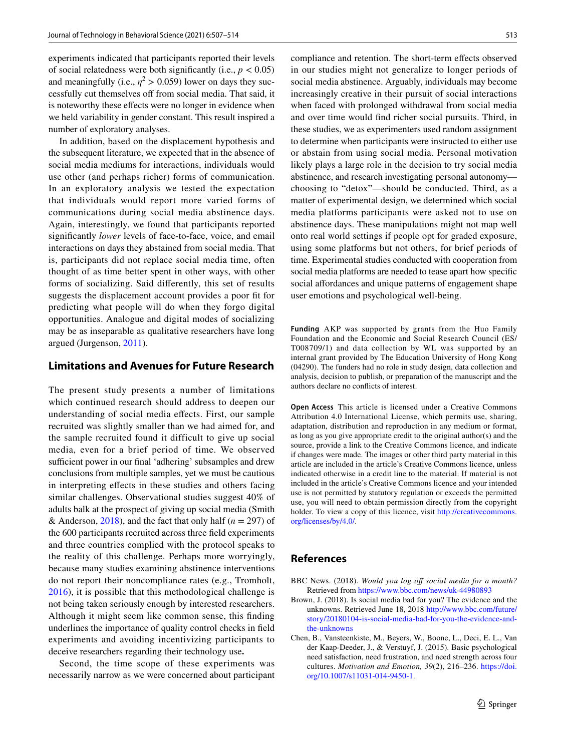experiments indicated that participants reported their levels of social relatedness were both significantly (i.e., $p < 0.05$) and meaningfully (i.e., $\eta^2 > 0.059$) lower on days they successfully cut themselves off from social media. That said, it is noteworthy these effects were no longer in evidence when we held variability in gender constant. This result inspired a number of exploratory analyses.

In addition, based on the displacement hypothesis and the subsequent literature, we expected that in the absence of social media mediums for interactions, individuals would use other (and perhaps richer) forms of communication. In an exploratory analysis we tested the expectation that individuals would report more varied forms of communications during social media abstinence days. Again, interestingly, we found that participants reported significantly *lower* levels of face-to-face, voice, and email interactions on days they abstained from social media. That is, participants did not replace social media time, often thought of as time better spent in other ways, with other forms of socializing. Said differently, this set of results suggests the displacement account provides a poor fit for predicting what people will do when they forgo digital opportunities. Analogue and digital modes of socializing may be as inseparable as qualitative researchers have long argued (Jurgenson, 2011).

## Limitations and Avenues for Future Research

The present study presents a number of limitations which continued research should address to deepen our understanding of social media effects. First, our sample recruited was slightly smaller than we had aimed for, and the sample recruited found it difficult to give up social media, even for a brief period of time. We observed sufficient power in our final 'adhering' subsamples and drew conclusions from multiple samples, yet we must be cautious in interpreting effects in these studies and others facing similar challenges. Observational studies suggest 40% of adults balk at the prospect of giving up social media (Smith & Anderson, 2018), and the fact that only half ($n = 297$) of the 600 participants recruited across three field experiments and three countries complied with the protocol speaks to the reality of this challenge. Perhaps more worryingly, because many studies examining abstinence interventions do not report their noncompliance rates (e.g., Tromholt, 2016), it is possible that this methodological challenge is not being taken seriously enough by interested researchers. Although it might seem like common sense, this finding underlines the importance of quality control checks in field experiments and avoiding incentivizing participants to deceive researchers regarding their technology use**.**

Second, the time scope of these experiments was necessarily narrow as we were concerned about participant compliance and retention. The short-term effects observed in our studies might not generalize to longer periods of social media abstinence. Arguably, individuals may become increasingly creative in their pursuit of social interactions when faced with prolonged withdrawal from social media and over time would find richer social pursuits. Third, in these studies, we as experimenters used random assignment to determine when participants were instructed to either use or abstain from using social media. Personal motivation likely plays a large role in the decision to try social media abstinence, and research investigating personal autonomy—choosing to "detox"—should be conducted. Third, as a matter of experimental design, we determined which social media platforms participants were asked not to use on abstinence days. These manipulations might not map well onto real world settings if people opt for graded exposure, using some platforms but not others, for brief periods of time. Experimental studies conducted with cooperation from social media platforms are needed to tease apart how specific social affordances and unique patterns of engagement shape user emotions and psychological well-being.

**Funding** AKP was supported by grants from the Huo Family Foundation and the Economic and Social Research Council (ES/T008709/1) and data collection by WL was supported by an internal grant provided by The Education University of Hong Kong (04290). The funders had no role in study design, data collection and analysis, decision to publish, or preparation of the manuscript and the authors declare no conflicts of interest.

**Open Access** This article is licensed under a Creative Commons Attribution 4.0 International License, which permits use, sharing, adaptation, distribution and reproduction in any medium or format, as long as you give appropriate credit to the original author(s) and the source, provide a link to the Creative Commons licence, and indicate if changes were made. The images or other third party material in this article are included in the article's Creative Commons licence, unless indicated otherwise in a credit line to the material. If material is not included in the article's Creative Commons licence and your intended use is not permitted by statutory regulation or exceeds the permitted use, you will need to obtain permission directly from the copyright holder. To view a copy of this licence, visit http://creativecommons.org/licenses/by/4.0/.

## References

BBC News. (2018). *Would you log off social media for a month?* Retrieved from https://www.bbc.com/news/uk-44980893

Brown, J. (2018). Is social media bad for you? The evidence and the unknowns. Retrieved June 18, 2018 http://www.bbc.com/future/story/20180104-is-social-media-bad-for-you-the-evidence-and-the-unknowns

Chen, B., Vansteenkiste, M., Beyers, W., Boone, L., Deci, E. L., Van der Kaap-Deeder, J., & Verstuyf, J. (2015). Basic psychological need satisfaction, need frustration, and need strength across four cultures. *Motivation and Emotion, 39*(2), 216–236. https://doi.org/10.1007/s11031-014-9450-1.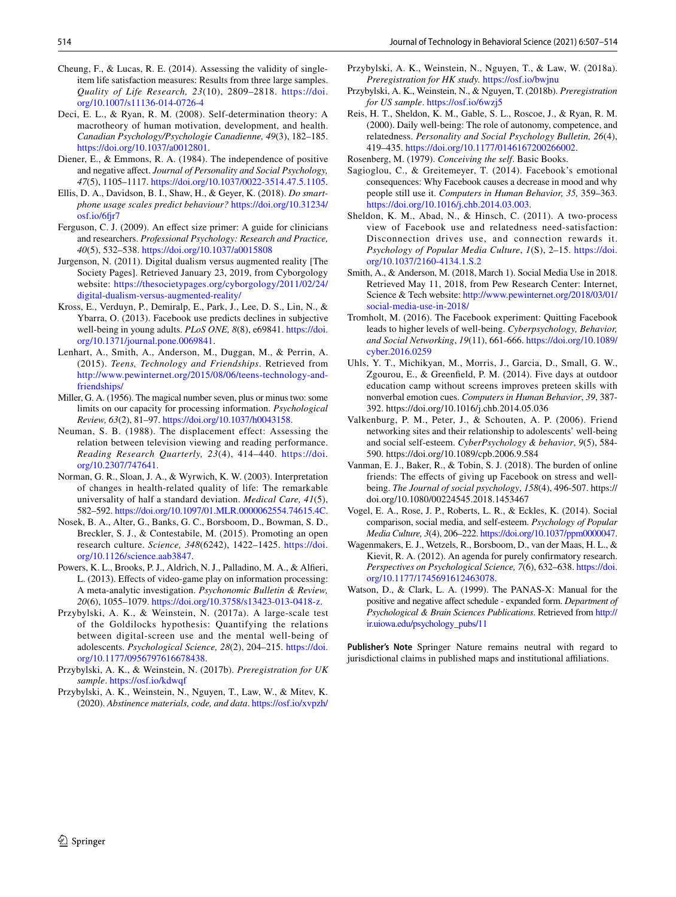Cheung, F., & Lucas, R. E. (2014). Assessing the validity of single-item life satisfaction measures: Results from three large samples. *Quality of Life Research, 23*(10), 2809–2818. https://doi.org/10.1007/s11136-014-0726-4

Deci, E. L., & Ryan, R. M. (2008). Self-determination theory: A macrotheory of human motivation, development, and health. *Canadian Psychology/Psychologie Canadienne, 49*(3), 182–185. https://doi.org/10.1037/a0012801.

Diener, E., & Emmons, R. A. (1984). The independence of positive and negative affect. *Journal of Personality and Social Psychology, 47*(5), 1105–1117. https://doi.org/10.1037/0022-3514.47.5.1105.

Ellis, D. A., Davidson, B. I., Shaw, H., & Geyer, K. (2018). *Do smartphone usage scales predict behaviour?* https://doi.org/10.31234/osf.io/6fjr7

Ferguson, C. J. (2009). An effect size primer: A guide for clinicians and researchers. *Professional Psychology: Research and Practice, 40*(5), 532–538. https://doi.org/10.1037/a0015808

Jurgenson, N. (2011). Digital dualism versus augmented reality [The Society Pages]. Retrieved January 23, 2019, from Cyborgology website: https://thesocietypages.org/cyborgology/2011/02/24/digital-dualism-versus-augmented-reality/

Kross, E., Verduyn, P., Demiralp, E., Park, J., Lee, D. S., Lin, N., & Ybarra, O. (2013). Facebook use predicts declines in subjective well-being in young adults. *PLoS ONE, 8*(8), e69841. https://doi.org/10.1371/journal.pone.0069841.

Lenhart, A., Smith, A., Anderson, M., Duggan, M., & Perrin, A. (2015). *Teens, Technology and Friendships*. Retrieved from http://www.pewinternet.org/2015/08/06/teens-technology-and-friendships/

Miller, G. A. (1956). The magical number seven, plus or minus two: some limits on our capacity for processing information. *Psychological Review, 63*(2), 81–97. https://doi.org/10.1037/h0043158.

Neuman, S. B. (1988). The displacement effect: Assessing the relation between television viewing and reading performance. *Reading Research Quarterly, 23*(4), 414–440. https://doi.org/10.2307/747641.

Norman, G. R., Sloan, J. A., & Wyrwich, K. W. (2003). Interpretation of changes in health-related quality of life: The remarkable universality of half a standard deviation. *Medical Care, 41*(5), 582–592. https://doi.org/10.1097/01.MLR.0000062554.74615.4C.

Nosek, B. A., Alter, G., Banks, G. C., Borsboom, D., Bowman, S. D., Breckler, S. J., & Contestabile, M. (2015). Promoting an open research culture. *Science, 348*(6242), 1422–1425. https://doi.org/10.1126/science.aab3847.

Powers, K. L., Brooks, P. J., Aldrich, N. J., Palladino, M. A., & Alfieri, L. (2013). Effects of video-game play on information processing: A meta-analytic investigation. *Psychonomic Bulletin & Review, 20*(6), 1055–1079. https://doi.org/10.3758/s13423-013-0418-z.

Przybylski, A. K., & Weinstein, N. (2017a). A large-scale test of the Goldilocks hypothesis: Quantifying the relations between digital-screen use and the mental well-being of adolescents. *Psychological Science, 28*(2), 204–215. https://doi.org/10.1177/0956797616678438.

Przybylski, A. K., & Weinstein, N. (2017b). *Preregistration for UK sample*. https://osf.io/kdwqf

Przybylski, A. K., Weinstein, N., Nguyen, T., Law, W., & Mitev, K. (2020). *Abstinence materials, code, and data*. https://osf.io/xvpzh/

Przybylski, A. K., Weinstein, N., Nguyen, T., & Law, W. (2018a). *Preregistration for HK study*. https://osf.io/bwjnu

Przybylski, A. K., Weinstein, N., & Nguyen, T. (2018b). *Preregistration for US sample*. https://osf.io/6wzj5

Reis, H. T., Sheldon, K. M., Gable, S. L., Roscoe, J., & Ryan, R. M. (2000). Daily well-being: The role of autonomy, competence, and relatedness. *Personality and Social Psychology Bulletin, 26*(4), 419–435. https://doi.org/10.1177/0146167200266002.

Rosenberg, M. (1979). *Conceiving the self*. Basic Books.

Sagioglou, C., & Greitemeyer, T. (2014). Facebook's emotional consequences: Why Facebook causes a decrease in mood and why people still use it. *Computers in Human Behavior, 35,* 359–363. https://doi.org/10.1016/j.chb.2014.03.003.

Sheldon, K. M., Abad, N., & Hinsch, C. (2011). A two-process view of Facebook use and relatedness need-satisfaction: Disconnection drives use, and connection rewards it. *Psychology of Popular Media Culture*, *1*(S), 2–15. https://doi.org/10.1037/2160-4134.1.S.2

Smith, A., & Anderson, M. (2018, March 1). Social Media Use in 2018. Retrieved May 11, 2018, from Pew Research Center: Internet, Science & Tech website: http://www.pewinternet.org/2018/03/01/social-media-use-in-2018/

Tromholt, M. (2016). The Facebook experiment: Quitting Facebook leads to higher levels of well-being. *Cyberpsychology, Behavior, and Social Networking*, *19*(11), 661-666. https://doi.org/10.1089/cyber.2016.0259

Uhls, Y. T., Michikyan, M., Morris, J., Garcia, D., Small, G. W., Zgourou, E., & Greenfield, P. M. (2014). Five days at outdoor education camp without screens improves preteen skills with nonverbal emotion cues. *Computers in Human Behavior*, *39*, 387-392. https://doi.org/10.1016/j.chb.2014.05.036

Valkenburg, P. M., Peter, J., & Schouten, A. P. (2006). Friend networking sites and their relationship to adolescents' well-being and social self-esteem. *CyberPsychology & behavior*, *9*(5), 584-590. https://doi.org/10.1089/cpb.2006.9.584

Vanman, E. J., Baker, R., & Tobin, S. J. (2018). The burden of online friends: The effects of giving up Facebook on stress and well-being. *The Journal of social psychology*, *158*(4), 496-507. https://doi.org/10.1080/00224545.2018.1453467

Vogel, E. A., Rose, J. P., Roberts, L. R., & Eckles, K. (2014). Social comparison, social media, and self-esteem. *Psychology of Popular Media Culture, 3*(4), 206–222. https://doi.org/10.1037/ppm0000047.

Wagenmakers, E. J., Wetzels, R., Borsboom, D., van der Maas, H. L., & Kievit, R. A. (2012). An agenda for purely confirmatory research. *Perspectives on Psychological Science, 7*(6), 632–638. https://doi.org/10.1177/1745691612463078.

Watson, D., & Clark, L. A. (1999). The PANAS-X: Manual for the positive and negative affect schedule - expanded form. *Department of Psychological & Brain Sciences Publications*. Retrieved from http://ir.uiowa.edu/psychology_pubs/11

**Publisher's Note** Springer Nature remains neutral with regard to jurisdictional claims in published maps and institutional affiliations.